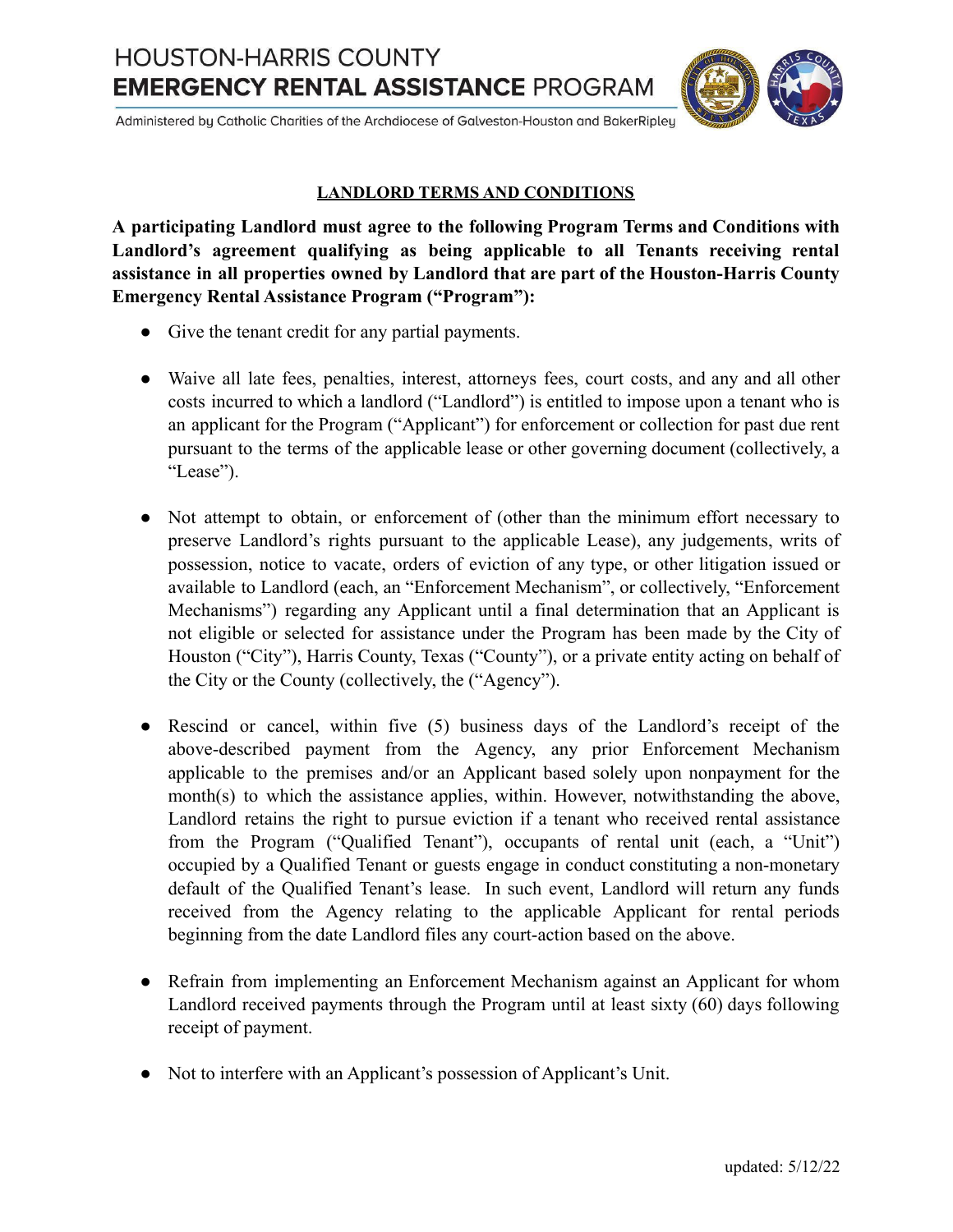# HOUSTON-HARRIS COUNTY
# EMERGENCY RENTAL ASSISTANCE PROGRAM

Administered by Catholic Charities of the Archdiocese of Galveston-Houston and BakerRipley

## LANDLORD TERMS AND CONDITIONS

**A participating Landlord must agree to the following Program Terms and Conditions with Landlord's agreement qualifying as being applicable to all Tenants receiving rental assistance in all properties owned by Landlord that are part of the Houston-Harris County Emergency Rental Assistance Program ("Program"):**

- Give the tenant credit for any partial payments.
- Waive all late fees, penalties, interest, attorneys fees, court costs, and any and all other costs incurred to which a landlord ("Landlord") is entitled to impose upon a tenant who is an applicant for the Program ("Applicant") for enforcement or collection for past due rent pursuant to the terms of the applicable lease or other governing document (collectively, a "Lease").
- Not attempt to obtain, or enforcement of (other than the minimum effort necessary to preserve Landlord's rights pursuant to the applicable Lease), any judgements, writs of possession, notice to vacate, orders of eviction of any type, or other litigation issued or available to Landlord (each, an "Enforcement Mechanism", or collectively, "Enforcement Mechanisms") regarding any Applicant until a final determination that an Applicant is not eligible or selected for assistance under the Program has been made by the City of Houston ("City"), Harris County, Texas ("County"), or a private entity acting on behalf of the City or the County (collectively, the ("Agency").
- Rescind or cancel, within five (5) business days of the Landlord's receipt of the above-described payment from the Agency, any prior Enforcement Mechanism applicable to the premises and/or an Applicant based solely upon nonpayment for the month(s) to which the assistance applies, within. However, notwithstanding the above, Landlord retains the right to pursue eviction if a tenant who received rental assistance from the Program ("Qualified Tenant"), occupants of rental unit (each, a "Unit") occupied by a Qualified Tenant or guests engage in conduct constituting a non-monetary default of the Qualified Tenant's lease. In such event, Landlord will return any funds received from the Agency relating to the applicable Applicant for rental periods beginning from the date Landlord files any court-action based on the above.
- Refrain from implementing an Enforcement Mechanism against an Applicant for whom Landlord received payments through the Program until at least sixty (60) days following receipt of payment.
- Not to interfere with an Applicant's possession of Applicant's Unit.

updated: 5/12/22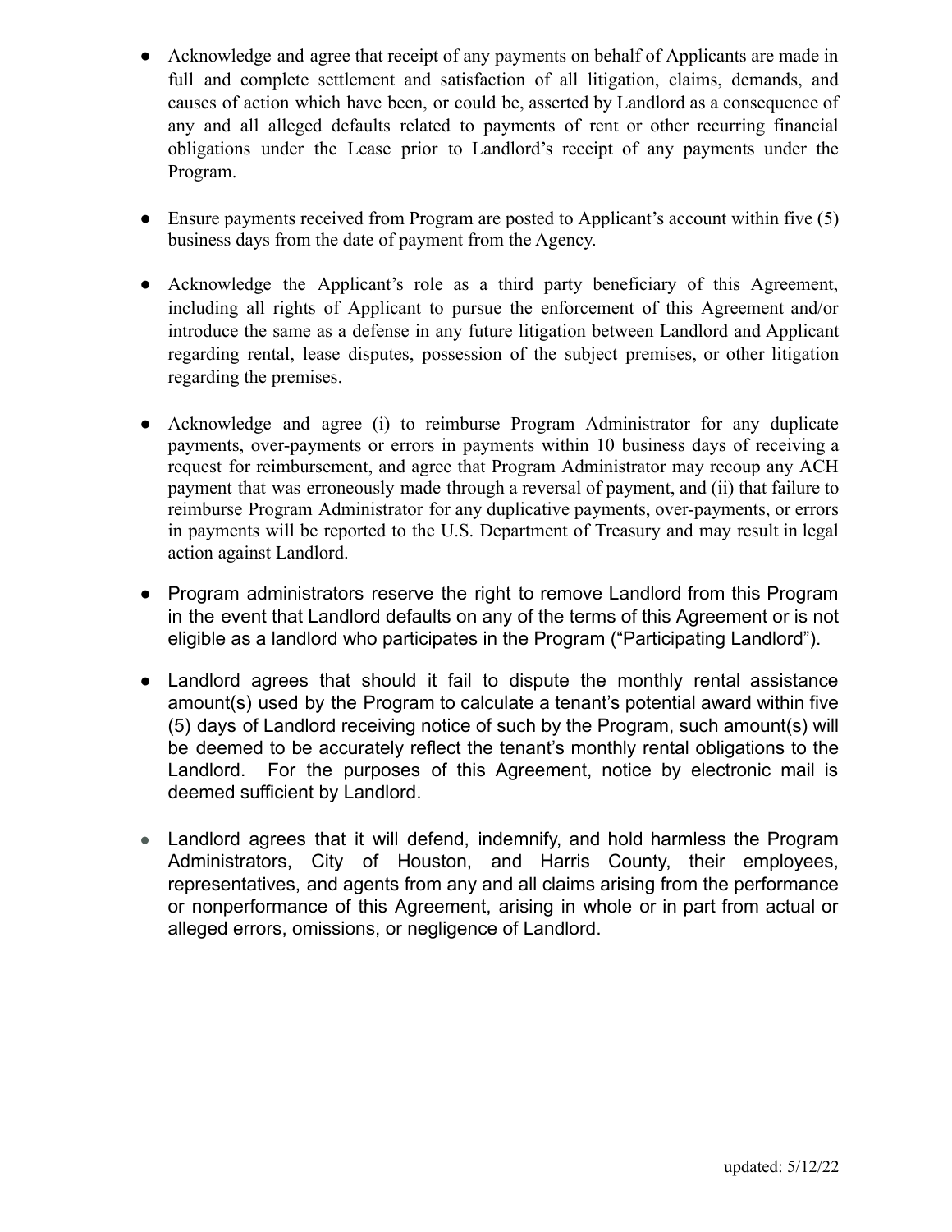- Acknowledge and agree that receipt of any payments on behalf of Applicants are made in full and complete settlement and satisfaction of all litigation, claims, demands, and causes of action which have been, or could be, asserted by Landlord as a consequence of any and all alleged defaults related to payments of rent or other recurring financial obligations under the Lease prior to Landlord's receipt of any payments under the Program.

- Ensure payments received from Program are posted to Applicant's account within five (5) business days from the date of payment from the Agency.

- Acknowledge the Applicant's role as a third party beneficiary of this Agreement, including all rights of Applicant to pursue the enforcement of this Agreement and/or introduce the same as a defense in any future litigation between Landlord and Applicant regarding rental, lease disputes, possession of the subject premises, or other litigation regarding the premises.

- Acknowledge and agree (i) to reimburse Program Administrator for any duplicate payments, over-payments or errors in payments within 10 business days of receiving a request for reimbursement, and agree that Program Administrator may recoup any ACH payment that was erroneously made through a reversal of payment, and (ii) that failure to reimburse Program Administrator for any duplicative payments, over-payments, or errors in payments will be reported to the U.S. Department of Treasury and may result in legal action against Landlord.

- Program administrators reserve the right to remove Landlord from this Program in the event that Landlord defaults on any of the terms of this Agreement or is not eligible as a landlord who participates in the Program ("Participating Landlord").

- Landlord agrees that should it fail to dispute the monthly rental assistance amount(s) used by the Program to calculate a tenant's potential award within five (5) days of Landlord receiving notice of such by the Program, such amount(s) will be deemed to be accurately reflect the tenant's monthly rental obligations to the Landlord. For the purposes of this Agreement, notice by electronic mail is deemed sufficient by Landlord.

- Landlord agrees that it will defend, indemnify, and hold harmless the Program Administrators, City of Houston, and Harris County, their employees, representatives, and agents from any and all claims arising from the performance or nonperformance of this Agreement, arising in whole or in part from actual or alleged errors, omissions, or negligence of Landlord.

updated: 5/12/22